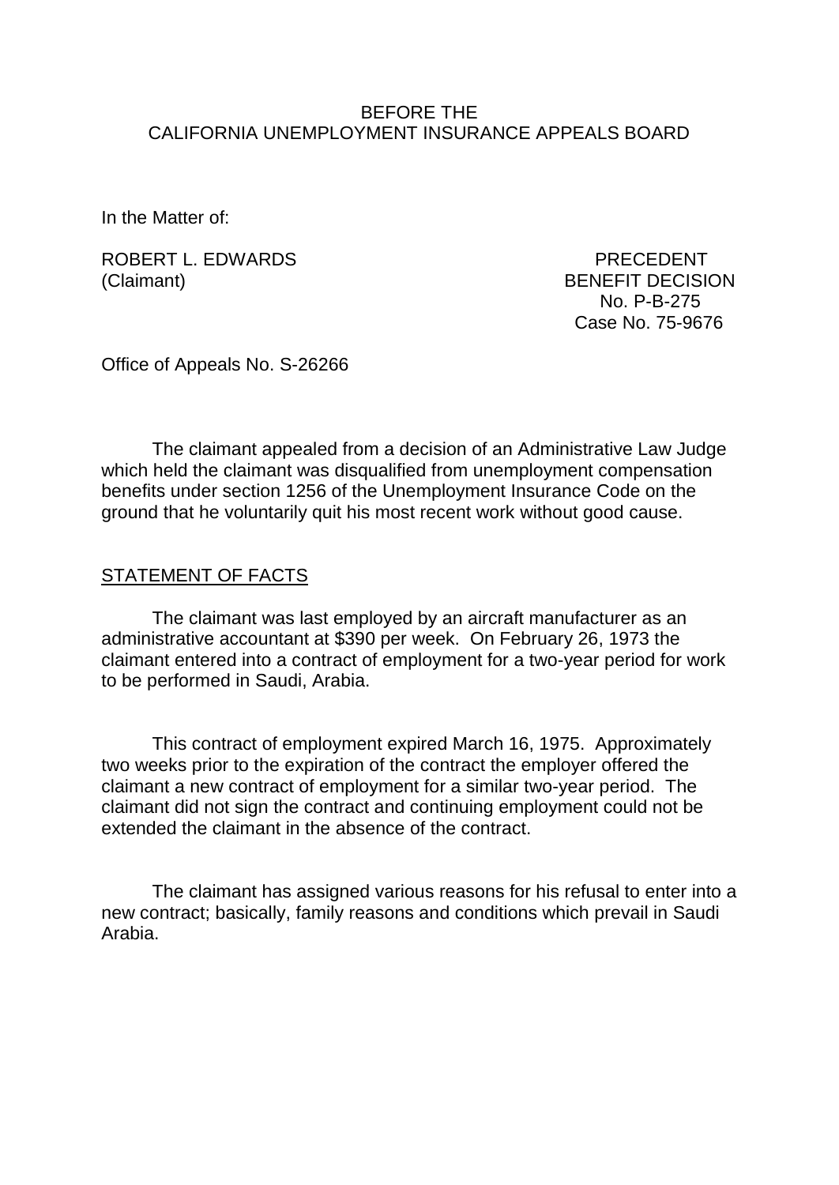BEFORE THE
CALIFORNIA UNEMPLOYMENT INSURANCE APPEALS BOARD

In the Matter of:

ROBERT L. EDWARDS
(Claimant)

PRECEDENT
BENEFIT DECISION
No. P-B-275
Case No. 75-9676

Office of Appeals No. S-26266

The claimant appealed from a decision of an Administrative Law Judge which held the claimant was disqualified from unemployment compensation benefits under section 1256 of the Unemployment Insurance Code on the ground that he voluntarily quit his most recent work without good cause.

## STATEMENT OF FACTS

The claimant was last employed by an aircraft manufacturer as an administrative accountant at $390 per week. On February 26, 1973 the claimant entered into a contract of employment for a two-year period for work to be performed in Saudi, Arabia.

This contract of employment expired March 16, 1975. Approximately two weeks prior to the expiration of the contract the employer offered the claimant a new contract of employment for a similar two-year period. The claimant did not sign the contract and continuing employment could not be extended the claimant in the absence of the contract.

The claimant has assigned various reasons for his refusal to enter into a new contract; basically, family reasons and conditions which prevail in Saudi Arabia.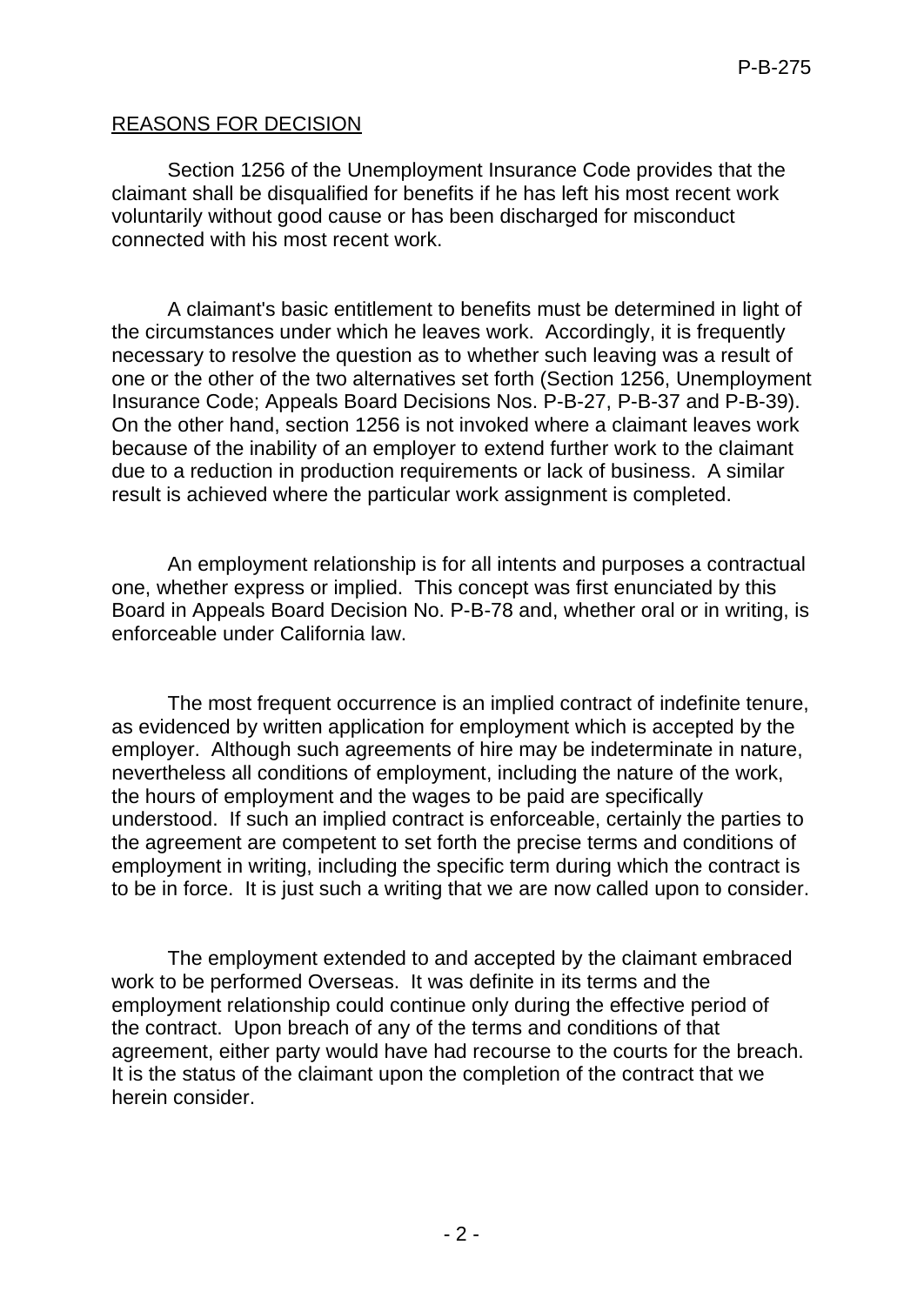## REASONS FOR DECISION

Section 1256 of the Unemployment Insurance Code provides that the claimant shall be disqualified for benefits if he has left his most recent work voluntarily without good cause or has been discharged for misconduct connected with his most recent work.

A claimant's basic entitlement to benefits must be determined in light of the circumstances under which he leaves work. Accordingly, it is frequently necessary to resolve the question as to whether such leaving was a result of one or the other of the two alternatives set forth (Section 1256, Unemployment Insurance Code; Appeals Board Decisions Nos. P-B-27, P-B-37 and P-B-39). On the other hand, section 1256 is not invoked where a claimant leaves work because of the inability of an employer to extend further work to the claimant due to a reduction in production requirements or lack of business. A similar result is achieved where the particular work assignment is completed.

An employment relationship is for all intents and purposes a contractual one, whether express or implied. This concept was first enunciated by this Board in Appeals Board Decision No. P-B-78 and, whether oral or in writing, is enforceable under California law.

The most frequent occurrence is an implied contract of indefinite tenure, as evidenced by written application for employment which is accepted by the employer. Although such agreements of hire may be indeterminate in nature, nevertheless all conditions of employment, including the nature of the work, the hours of employment and the wages to be paid are specifically understood. If such an implied contract is enforceable, certainly the parties to the agreement are competent to set forth the precise terms and conditions of employment in writing, including the specific term during which the contract is to be in force. It is just such a writing that we are now called upon to consider.

The employment extended to and accepted by the claimant embraced work to be performed Overseas. It was definite in its terms and the employment relationship could continue only during the effective period of the contract. Upon breach of any of the terms and conditions of that agreement, either party would have had recourse to the courts for the breach. It is the status of the claimant upon the completion of the contract that we herein consider.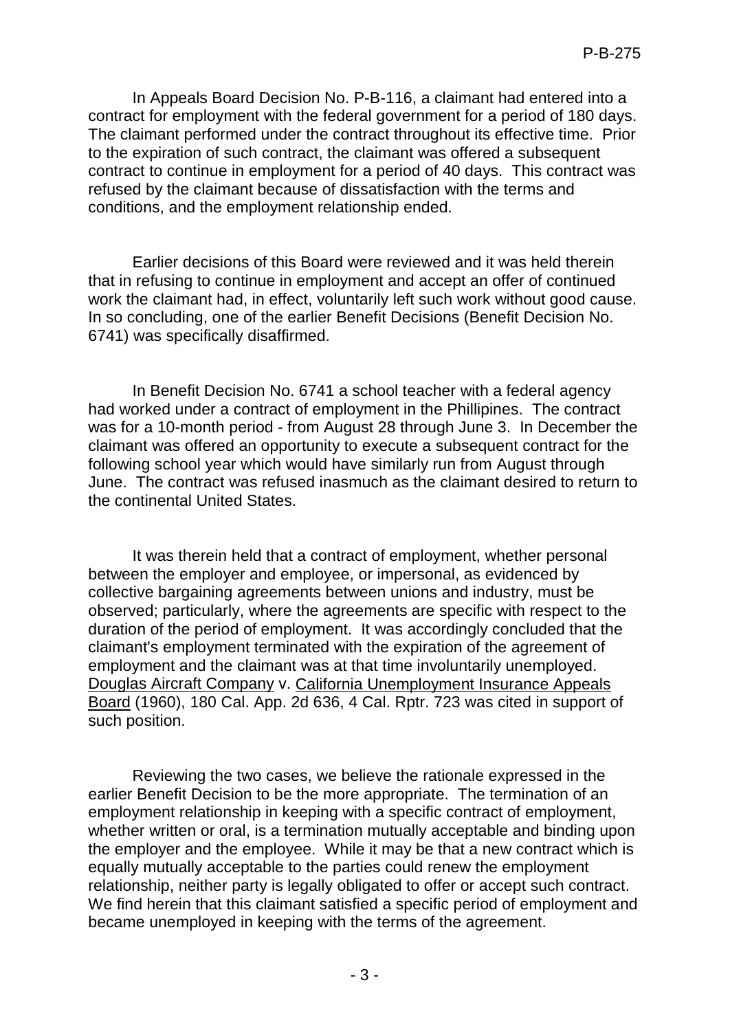In Appeals Board Decision No. P-B-116, a claimant had entered into a contract for employment with the federal government for a period of 180 days. The claimant performed under the contract throughout its effective time. Prior to the expiration of such contract, the claimant was offered a subsequent contract to continue in employment for a period of 40 days. This contract was refused by the claimant because of dissatisfaction with the terms and conditions, and the employment relationship ended.

Earlier decisions of this Board were reviewed and it was held therein that in refusing to continue in employment and accept an offer of continued work the claimant had, in effect, voluntarily left such work without good cause. In so concluding, one of the earlier Benefit Decisions (Benefit Decision No. 6741) was specifically disaffirmed.

In Benefit Decision No. 6741 a school teacher with a federal agency had worked under a contract of employment in the Phillipines. The contract was for a 10-month period - from August 28 through June 3. In December the claimant was offered an opportunity to execute a subsequent contract for the following school year which would have similarly run from August through June. The contract was refused inasmuch as the claimant desired to return to the continental United States.

It was therein held that a contract of employment, whether personal between the employer and employee, or impersonal, as evidenced by collective bargaining agreements between unions and industry, must be observed; particularly, where the agreements are specific with respect to the duration of the period of employment. It was accordingly concluded that the claimant's employment terminated with the expiration of the agreement of employment and the claimant was at that time involuntarily unemployed. Douglas Aircraft Company v. California Unemployment Insurance Appeals Board (1960), 180 Cal. App. 2d 636, 4 Cal. Rptr. 723 was cited in support of such position.

Reviewing the two cases, we believe the rationale expressed in the earlier Benefit Decision to be the more appropriate. The termination of an employment relationship in keeping with a specific contract of employment, whether written or oral, is a termination mutually acceptable and binding upon the employer and the employee. While it may be that a new contract which is equally mutually acceptable to the parties could renew the employment relationship, neither party is legally obligated to offer or accept such contract. We find herein that this claimant satisfied a specific period of employment and became unemployed in keeping with the terms of the agreement.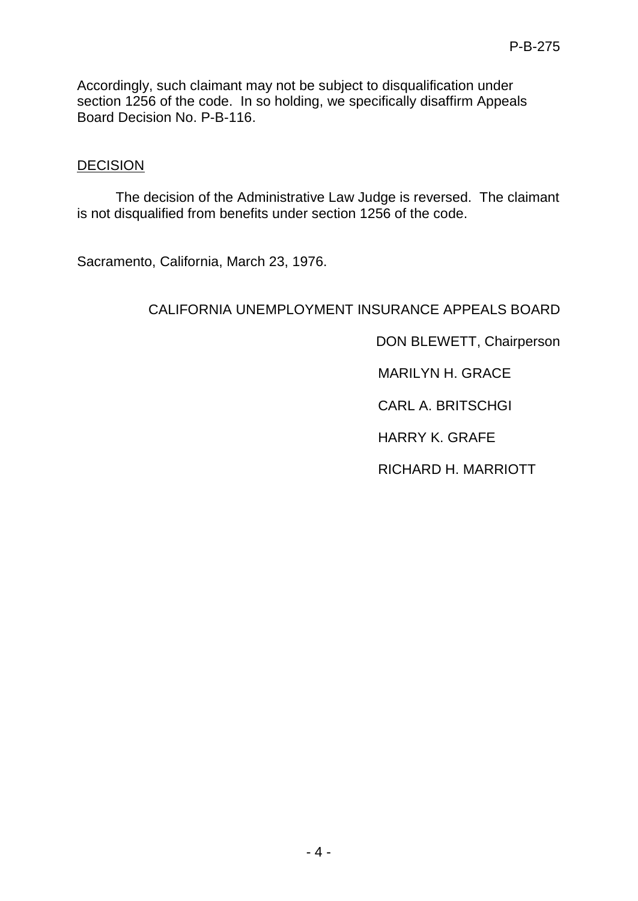Accordingly, such claimant may not be subject to disqualification under section 1256 of the code. In so holding, we specifically disaffirm Appeals Board Decision No. P-B-116.

## DECISION

The decision of the Administrative Law Judge is reversed. The claimant is not disqualified from benefits under section 1256 of the code.

Sacramento, California, March 23, 1976.

CALIFORNIA UNEMPLOYMENT INSURANCE APPEALS BOARD

DON BLEWETT, Chairperson

MARILYN H. GRACE

CARL A. BRITSCHGI

HARRY K. GRAFE

RICHARD H. MARRIOTT